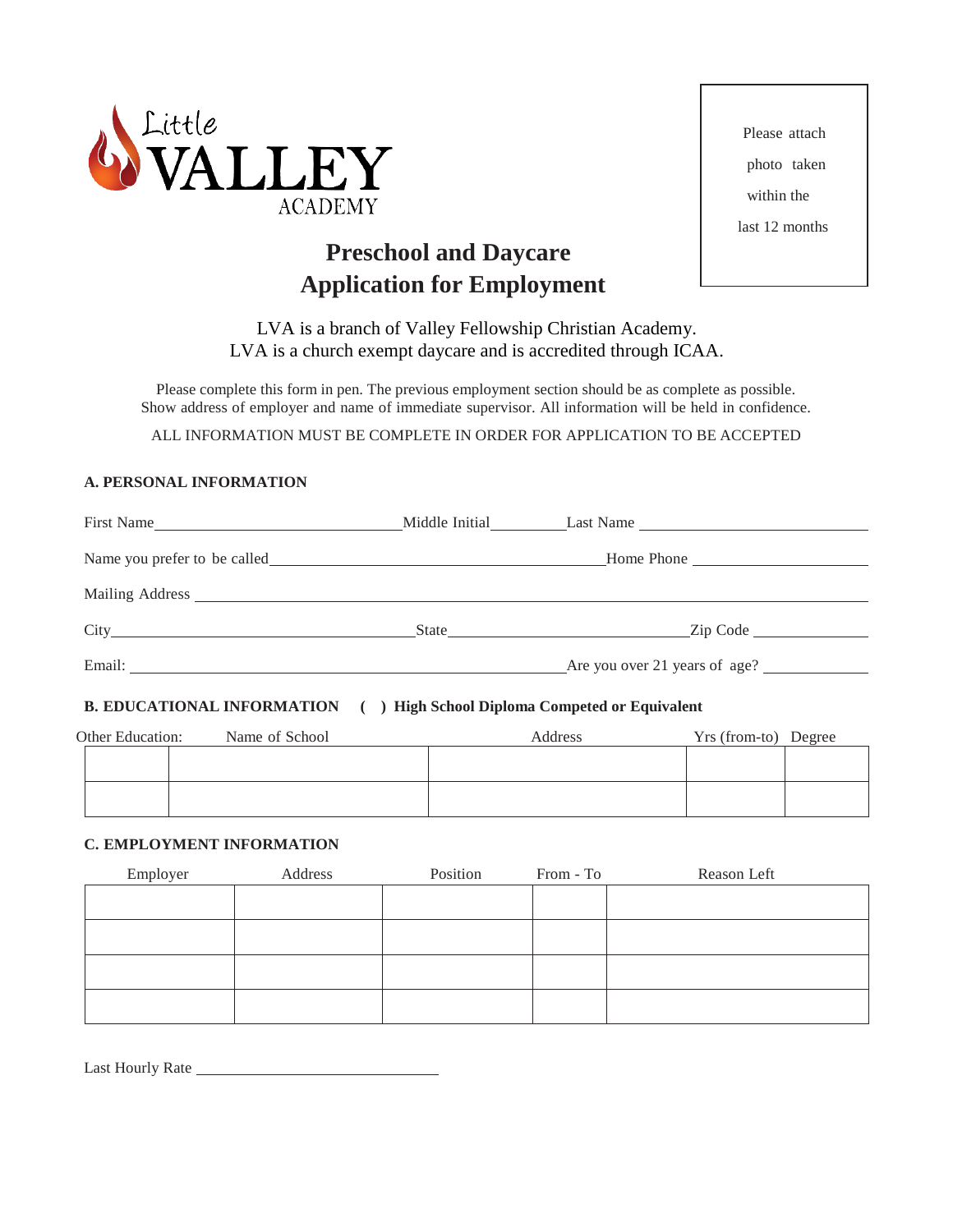Little VALLEY ACADEMY

Please attach photo taken within the last 12 months

# Preschool and Daycare
# Application for Employment

LVA is a branch of Valley Fellowship Christian Academy.
LVA is a church exempt daycare and is accredited through ICAA.

Please complete this form in pen. The previous employment section should be as complete as possible. Show address of employer and name of immediate supervisor. All information will be held in confidence.

ALL INFORMATION MUST BE COMPLETE IN ORDER FOR APPLICATION TO BE ACCEPTED

### A. PERSONAL INFORMATION

First Name\_\_\_\_\_\_\_\_\_\_\_\_\_\_\_\_\_\_ Middle Initial\_\_\_\_\_\_\_ Last Name \_\_\_\_\_\_\_\_\_\_\_\_\_\_\_\_\_\_

Name you prefer to be called\_\_\_\_\_\_\_\_\_\_\_\_\_\_\_\_\_\_\_\_\_\_\_\_ Home Phone \_\_\_\_\_\_\_\_\_\_\_\_\_\_

Mailing Address \_\_\_\_\_\_\_\_\_\_\_\_\_\_\_\_\_\_\_\_\_\_\_\_\_\_\_\_\_\_\_\_\_\_\_\_\_\_\_\_\_\_\_\_\_\_\_\_

City\_\_\_\_\_\_\_\_\_\_\_\_\_\_\_\_\_\_\_\_\_\_\_ State\_\_\_\_\_\_\_\_\_\_\_\_\_\_\_\_\_\_ Zip Code \_\_\_\_\_\_\_\_\_

Email: \_\_\_\_\_\_\_\_\_\_\_\_\_\_\_\_\_\_\_\_\_\_\_\_\_\_\_\_\_\_\_\_ Are you over 21 years of age? \_\_\_\_\_\_\_\_

### B. EDUCATIONAL INFORMATION ( ) High School Diploma Competed or Equivalent

| Other Education: | Name of School | Address | Yrs (from-to) | Degree |
|---|---|---|---|---|
| | | | | |
| | | | | |

### C. EMPLOYMENT INFORMATION

| Employer | Address | Position | From - To | Reason Left |
|---|---|---|---|---|
| | | | | |
| | | | | |
| | | | | |
| | | | | |

Last Hourly Rate \_\_\_\_\_\_\_\_\_\_\_\_\_\_\_\_\_\_\_\_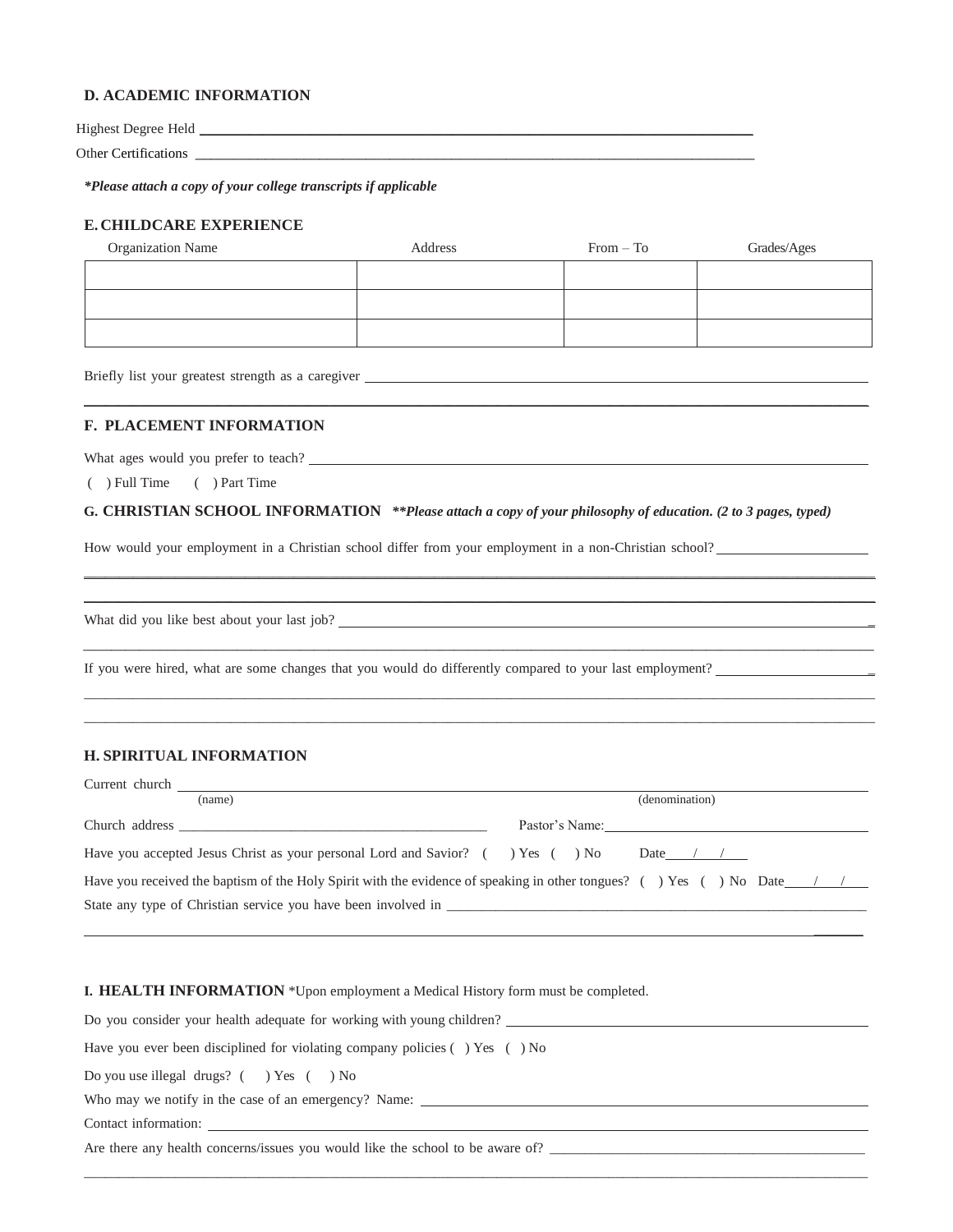### D. ACADEMIC INFORMATION

Highest Degree Held ______________________________________________________________

Other Certifications ______________________________________________________________

***Please attach a copy of your college transcripts if applicable***

### E. CHILDCARE EXPERIENCE

| Organization Name | Address | From – To | Grades/Ages |
|---|---|---|---|
| | | | |
| | | | |
| | | | |

Briefly list your greatest strength as a caregiver ______________________________________________________________

______________________________________________________________

### F. PLACEMENT INFORMATION

What ages would you prefer to teach? ______________________________________________________________

( ) Full Time ( ) Part Time

### G. CHRISTIAN SCHOOL INFORMATION ***\*\*Please attach a copy of your philosophy of education. (2 to 3 pages, typed)***

How would your employment in a Christian school differ from your employment in a non-Christian school? ____________________

______________________________________________________________

______________________________________________________________

What did you like best about your last job? ______________________________________________________________

______________________________________________________________

If you were hired, what are some changes that you would do differently compared to your last employment? ____________________

______________________________________________________________

______________________________________________________________

### H. SPIRITUAL INFORMATION

Current church ______________________________________________________________
(name) (denomination)

Church address ______________________________ Pastor's Name: ______________________________

Have you accepted Jesus Christ as your personal Lord and Savior? ( ) Yes ( ) No Date____/____/____

Have you received the baptism of the Holy Spirit with the evidence of speaking in other tongues? ( ) Yes ( ) No Date____/____/____

State any type of Christian service you have been involved in ______________________________________________________________

______________________________________________________________

### I. HEALTH INFORMATION \*Upon employment a Medical History form must be completed.

Do you consider your health adequate for working with young children? ______________________________

Have you ever been disciplined for violating company policies ( ) Yes ( ) No

Do you use illegal drugs? ( ) Yes ( ) No

Who may we notify in the case of an emergency? Name: ______________________________

Contact information: ______________________________________________________________

Are there any health concerns/issues you would like the school to be aware of? ______________________________

______________________________________________________________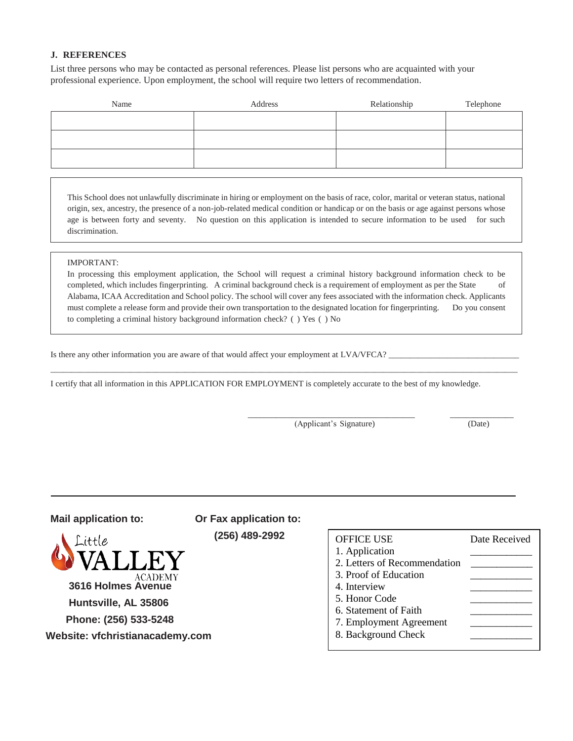**J. REFERENCES**

List three persons who may be contacted as personal references. Please list persons who are acquainted with your professional experience. Upon employment, the school will require two letters of recommendation.

| Name | Address | Relationship | Telephone |
|---|---|---|---|
| | | | |
| | | | |
| | | | |

This School does not unlawfully discriminate in hiring or employment on the basis of race, color, marital or veteran status, national origin, sex, ancestry, the presence of a non-job-related medical condition or handicap or on the basis or age against persons whose age is between forty and seventy. No question on this application is intended to secure information to be used for such discrimination.

IMPORTANT:
In processing this employment application, the School will request a criminal history background information check to be completed, which includes fingerprinting. A criminal background check is a requirement of employment as per the State of Alabama, ICAA Accreditation and School policy. The school will cover any fees associated with the information check. Applicants must complete a release form and provide their own transportation to the designated location for fingerprinting. Do you consent to completing a criminal history background information check? ( ) Yes ( ) No

Is there any other information you are aware of that would affect your employment at LVA/VFCA? ______________________________

______________________________________________________________________________________________

I certify that all information in this APPLICATION FOR EMPLOYMENT is completely accurate to the best of my knowledge.

______________________________________ ______________
(Applicant's Signature) (Date)

**Mail application to:**

Little VALLEY ACADEMY

**3616 Holmes Avenue**
**Huntsville, AL 35806**
**Phone: (256) 533-5248**
**Website: vfchristianacademy.com**

**Or Fax application to:**
**(256) 489-2992**

| OFFICE USE | Date Received |
|---|---|
| 1. Application | ____________ |
| 2. Letters of Recommendation | ____________ |
| 3. Proof of Education | ____________ |
| 4. Interview | ____________ |
| 5. Honor Code | ____________ |
| 6. Statement of Faith | ____________ |
| 7. Employment Agreement | ____________ |
| 8. Background Check | ____________ |